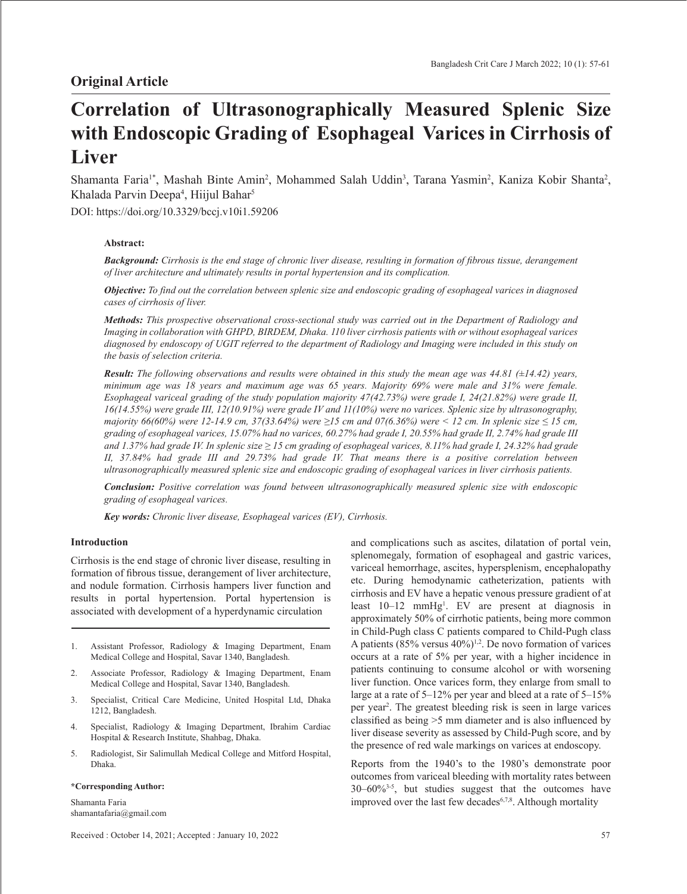## Original Article

# Correlation of Ultrasonographically Measured Splenic Size with Endoscopic Grading of Esophageal Varices in Cirrhosis of Liver

Shamanta Faria[1*], Mashah Binte Amin[2], Mohammed Salah Uddin[3], Tarana Yasmin[2], Kaniza Kobir Shanta[2], Khalada Parvin Deepa[4], Hiijul Bahar[5]

DOI: https://doi.org/10.3329/bccj.v10i1.59206

**Abstract:**

***Background:*** *Cirrhosis is the end stage of chronic liver disease, resulting in formation of fibrous tissue, derangement of liver architecture and ultimately results in portal hypertension and its complication.*

***Objective:*** *To find out the correlation between splenic size and endoscopic grading of esophageal varices in diagnosed cases of cirrhosis of liver.*

***Methods:*** *This prospective observational cross-sectional study was carried out in the Department of Radiology and Imaging in collaboration with GHPD, BIRDEM, Dhaka. 110 liver cirrhosis patients with or without esophageal varices diagnosed by endoscopy of UGIT referred to the department of Radiology and Imaging were included in this study on the basis of selection criteria.*

***Result:*** *The following observations and results were obtained in this study the mean age was 44.81 (±14.42) years, minimum age was 18 years and maximum age was 65 years. Majority 69% were male and 31% were female. Esophageal variceal grading of the study population majority 47(42.73%) were grade I, 24(21.82%) were grade II, 16(14.55%) were grade III, 12(10.91%) were grade IV and 11(10%) were no varices. Splenic size by ultrasonography, majority 66(60%) were 12-14.9 cm, 37(33.64%) were ≥15 cm and 07(6.36%) were < 12 cm. In splenic size ≤ 15 cm, grading of esophageal varices, 15.07% had no varices, 60.27% had grade I, 20.55% had grade II, 2.74% had grade III and 1.37% had grade IV. In splenic size ≥ 15 cm grading of esophageal varices, 8.11% had grade I, 24.32% had grade II, 37.84% had grade III and 29.73% had grade IV. That means there is a positive correlation between ultrasonographically measured splenic size and endoscopic grading of esophageal varices in liver cirrhosis patients.*

***Conclusion:*** *Positive correlation was found between ultrasonographically measured splenic size with endoscopic grading of esophageal varices.*

***Key words:*** *Chronic liver disease, Esophageal varices (EV), Cirrhosis.*

### Introduction

Cirrhosis is the end stage of chronic liver disease, resulting in formation of fibrous tissue, derangement of liver architecture, and nodule formation. Cirrhosis hampers liver function and results in portal hypertension. Portal hypertension is associated with development of a hyperdynamic circulation and complications such as ascites, dilatation of portal vein, splenomegaly, formation of esophageal and gastric varices, variceal hemorrhage, ascites, hypersplenism, encephalopathy etc. During hemodynamic catheterization, patients with cirrhosis and EV have a hepatic venous pressure gradient of at least 10–12 mmHg[1]. EV are present at diagnosis in approximately 50% of cirrhotic patients, being more common in Child-Pugh class C patients compared to Child-Pugh class A patients (85% versus 40%)[1,2]. De novo formation of varices occurs at a rate of 5% per year, with a higher incidence in patients continuing to consume alcohol or with worsening liver function. Once varices form, they enlarge from small to large at a rate of 5–12% per year and bleed at a rate of 5–15% per year[2]. The greatest bleeding risk is seen in large varices classified as being >5 mm diameter and is also influenced by liver disease severity as assessed by Child-Pugh score, and by the presence of red wale markings on varices at endoscopy.

Reports from the 1940's to the 1980's demonstrate poor outcomes from variceal bleeding with mortality rates between 30–60%[3-5], but studies suggest that the outcomes have improved over the last few decades[6,7,8]. Although mortality

1. Assistant Professor, Radiology & Imaging Department, Enam Medical College and Hospital, Savar 1340, Bangladesh.
2. Associate Professor, Radiology & Imaging Department, Enam Medical College and Hospital, Savar 1340, Bangladesh.
3. Specialist, Critical Care Medicine, United Hospital Ltd, Dhaka 1212, Bangladesh.
4. Specialist, Radiology & Imaging Department, Ibrahim Cardiac Hospital & Research Institute, Shahbag, Dhaka.
5. Radiologist, Sir Salimullah Medical College and Mitford Hospital, Dhaka.

**\*Corresponding Author:**

Shamanta Faria
shamantafaria@gmail.com

Received : October 14, 2021; Accepted : January 10, 2022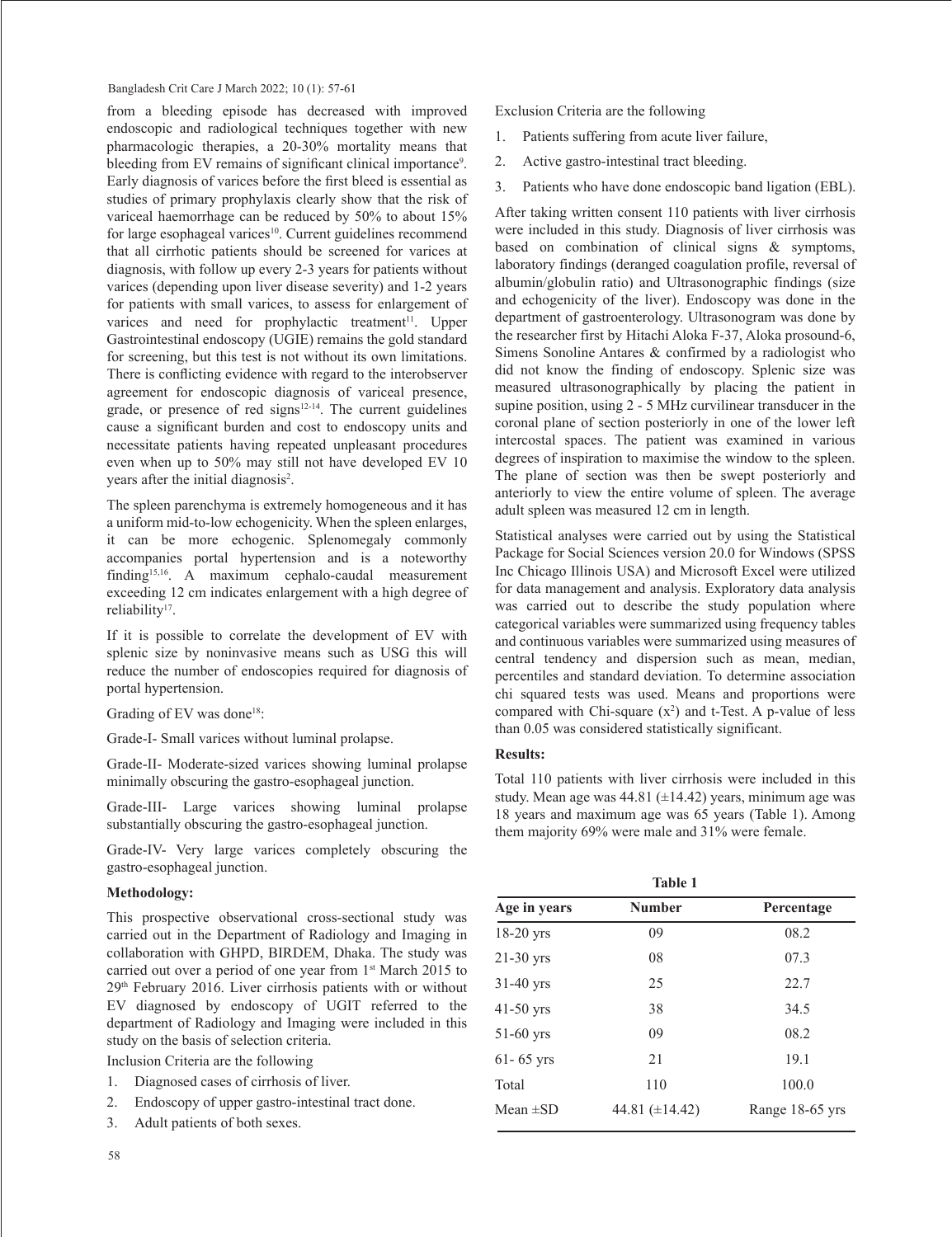from a bleeding episode has decreased with improved endoscopic and radiological techniques together with new pharmacologic therapies, a 20-30% mortality means that bleeding from EV remains of significant clinical importance[9]. Early diagnosis of varices before the first bleed is essential as studies of primary prophylaxis clearly show that the risk of variceal haemorrhage can be reduced by 50% to about 15% for large esophageal varices[10]. Current guidelines recommend that all cirrhotic patients should be screened for varices at diagnosis, with follow up every 2-3 years for patients without varices (depending upon liver disease severity) and 1-2 years for patients with small varices, to assess for enlargement of varices and need for prophylactic treatment[11]. Upper Gastrointestinal endoscopy (UGIE) remains the gold standard for screening, but this test is not without its own limitations. There is conflicting evidence with regard to the interobserver agreement for endoscopic diagnosis of variceal presence, grade, or presence of red signs[12-14]. The current guidelines cause a significant burden and cost to endoscopy units and necessitate patients having repeated unpleasant procedures even when up to 50% may still not have developed EV 10 years after the initial diagnosis[2].

The spleen parenchyma is extremely homogeneous and it has a uniform mid-to-low echogenicity. When the spleen enlarges, it can be more echogenic. Splenomegaly commonly accompanies portal hypertension and is a noteworthy finding[15,16]. A maximum cephalo-caudal measurement exceeding 12 cm indicates enlargement with a high degree of reliability[17].

If it is possible to correlate the development of EV with splenic size by noninvasive means such as USG this will reduce the number of endoscopies required for diagnosis of portal hypertension.

Grading of EV was done[18]:

Grade-I- Small varices without luminal prolapse.

Grade-II- Moderate-sized varices showing luminal prolapse minimally obscuring the gastro-esophageal junction.

Grade-III- Large varices showing luminal prolapse substantially obscuring the gastro-esophageal junction.

Grade-IV- Very large varices completely obscuring the gastro-esophageal junction.

**Methodology:**

This prospective observational cross-sectional study was carried out in the Department of Radiology and Imaging in collaboration with GHPD, BIRDEM, Dhaka. The study was carried out over a period of one year from 1st March 2015 to 29th February 2016. Liver cirrhosis patients with or without EV diagnosed by endoscopy of UGIT referred to the department of Radiology and Imaging were included in this study on the basis of selection criteria.

Inclusion Criteria are the following

1. Diagnosed cases of cirrhosis of liver.
2. Endoscopy of upper gastro-intestinal tract done.
3. Adult patients of both sexes.

Exclusion Criteria are the following

1. Patients suffering from acute liver failure,
2. Active gastro-intestinal tract bleeding.
3. Patients who have done endoscopic band ligation (EBL).

After taking written consent 110 patients with liver cirrhosis were included in this study. Diagnosis of liver cirrhosis was based on combination of clinical signs & symptoms, laboratory findings (deranged coagulation profile, reversal of albumin/globulin ratio) and Ultrasonographic findings (size and echogenicity of the liver). Endoscopy was done in the department of gastroenterology. Ultrasonogram was done by the researcher first by Hitachi Aloka F-37, Aloka prosound-6, Simens Sonoline Antares & confirmed by a radiologist who did not know the finding of endoscopy. Splenic size was measured ultrasonographically by placing the patient in supine position, using 2 - 5 MHz curvilinear transducer in the coronal plane of section posteriorly in one of the lower left intercostal spaces. The patient was examined in various degrees of inspiration to maximise the window to the spleen. The plane of section was then be swept posteriorly and anteriorly to view the entire volume of spleen. The average adult spleen was measured 12 cm in length.

Statistical analyses were carried out by using the Statistical Package for Social Sciences version 20.0 for Windows (SPSS Inc Chicago Illinois USA) and Microsoft Excel were utilized for data management and analysis. Exploratory data analysis was carried out to describe the study population where categorical variables were summarized using frequency tables and continuous variables were summarized using measures of central tendency and dispersion such as mean, median, percentiles and standard deviation. To determine association chi squared tests was used. Means and proportions were compared with Chi-square ($x^2$) and t-Test. A p-value of less than 0.05 was considered statistically significant.

**Results:**

Total 110 patients with liver cirrhosis were included in this study. Mean age was 44.81 (±14.42) years, minimum age was 18 years and maximum age was 65 years (Table 1). Among them majority 69% were male and 31% were female.

**Table 1**

| Age in years | Number | Percentage |
|---|---|---|
| 18-20 yrs | 09 | 08.2 |
| 21-30 yrs | 08 | 07.3 |
| 31-40 yrs | 25 | 22.7 |
| 41-50 yrs | 38 | 34.5 |
| 51-60 yrs | 09 | 08.2 |
| 61- 65 yrs | 21 | 19.1 |
| Total | 110 | 100.0 |
| Mean ±SD | 44.81 (±14.42) | Range 18-65 yrs |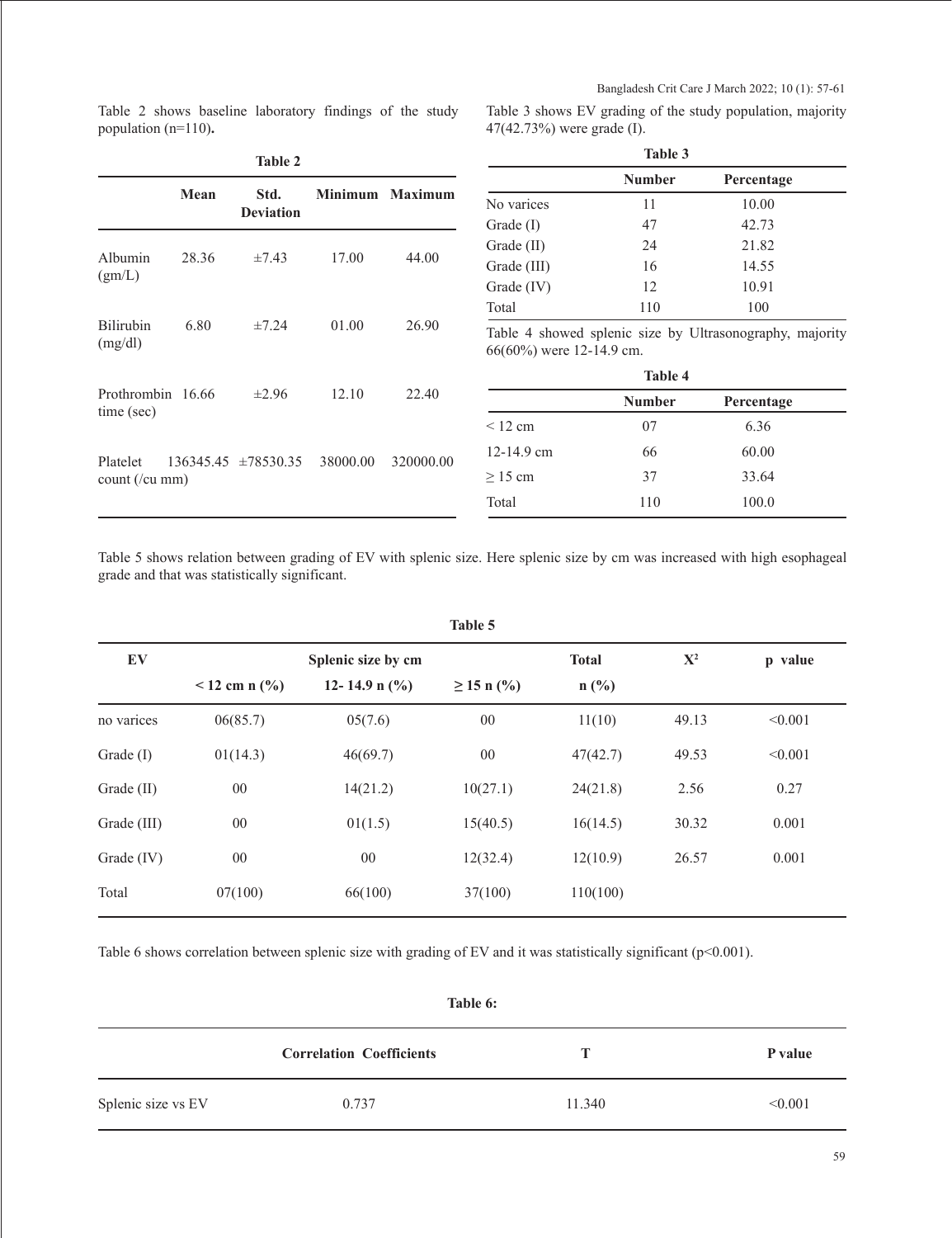Table 2 shows baseline laboratory findings of the study population (n=110).

**Table 2**

| | Mean | Std. Deviation | Minimum | Maximum |
|---|---|---|---|---|
| Albumin (gm/L) | 28.36 | ±7.43 | 17.00 | 44.00 |
| Bilirubin (mg/dl) | 6.80 | ±7.24 | 01.00 | 26.90 |
| Prothrombin time (sec) | 16.66 | ±2.96 | 12.10 | 22.40 |
| Platelet count (/cu mm) | 136345.45 | ±78530.35 | 38000.00 | 320000.00 |

Table 3 shows EV grading of the study population, majority 47(42.73%) were grade (I).

**Table 3**

| | Number | Percentage |
|---|---|---|
| No varices | 11 | 10.00 |
| Grade (I) | 47 | 42.73 |
| Grade (II) | 24 | 21.82 |
| Grade (III) | 16 | 14.55 |
| Grade (IV) | 12 | 10.91 |
| Total | 110 | 100 |

Table 4 showed splenic size by Ultrasonography, majority 66(60%) were 12-14.9 cm.

**Table 4**

| | Number | Percentage |
|---|---|---|
| < 12 cm | 07 | 6.36 |
| 12-14.9 cm | 66 | 60.00 |
| ≥ 15 cm | 37 | 33.64 |
| Total | 110 | 100.0 |

Table 5 shows relation between grading of EV with splenic size. Here splenic size by cm was increased with high esophageal grade and that was statistically significant.

**Table 5**

| EV | Splenic size by cm | | | Total | $X^2$ | p value |
|---|---|---|---|---|---|---|
| | < 12 cm n (%) | 12- 14.9 n (%) | ≥ 15 n (%) | n (%) | | |
| no varices | 06(85.7) | 05(7.6) | 00 | 11(10) | 49.13 | <0.001 |
| Grade (I) | 01(14.3) | 46(69.7) | 00 | 47(42.7) | 49.53 | <0.001 |
| Grade (II) | 00 | 14(21.2) | 10(27.1) | 24(21.8) | 2.56 | 0.27 |
| Grade (III) | 00 | 01(1.5) | 15(40.5) | 16(14.5) | 30.32 | 0.001 |
| Grade (IV) | 00 | 00 | 12(32.4) | 12(10.9) | 26.57 | 0.001 |
| Total | 07(100) | 66(100) | 37(100) | 110(100) | | |

Table 6 shows correlation between splenic size with grading of EV and it was statistically significant (p<0.001).

**Table 6:**

| | Correlation Coefficients | T | P value |
|---|---|---|---|
| Splenic size vs EV | 0.737 | 11.340 | <0.001 |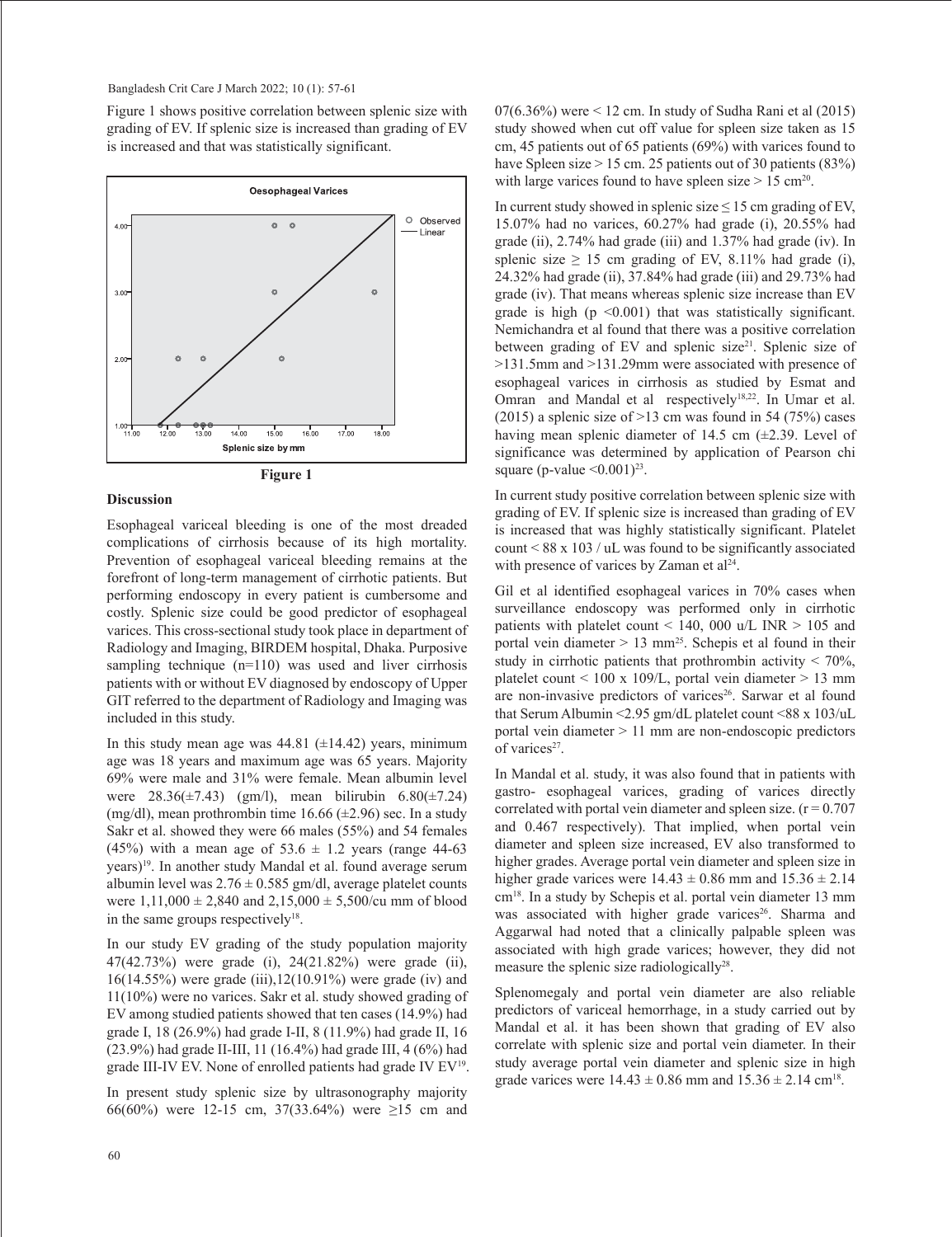Figure 1 shows positive correlation between splenic size with grading of EV. If splenic size is increased than grading of EV is increased and that was statistically significant.

**Figure 1**

## Discussion

Esophageal variceal bleeding is one of the most dreaded complications of cirrhosis because of its high mortality. Prevention of esophageal variceal bleeding remains at the forefront of long-term management of cirrhotic patients. But performing endoscopy in every patient is cumbersome and costly. Splenic size could be good predictor of esophageal varices. This cross-sectional study took place in department of Radiology and Imaging, BIRDEM hospital, Dhaka. Purposive sampling technique (n=110) was used and liver cirrhosis patients with or without EV diagnosed by endoscopy of Upper GIT referred to the department of Radiology and Imaging was included in this study.

In this study mean age was 44.81 (±14.42) years, minimum age was 18 years and maximum age was 65 years. Majority 69% were male and 31% were female. Mean albumin level were 28.36(±7.43) (gm/l), mean bilirubin 6.80(±7.24) (mg/dl), mean prothrombin time 16.66 (±2.96) sec. In a study Sakr et al. showed they were 66 males (55%) and 54 females (45%) with a mean age of 53.6 ± 1.2 years (range 44-63 years)[19]. In another study Mandal et al. found average serum albumin level was 2.76 ± 0.585 gm/dl, average platelet counts were 1,11,000 ± 2,840 and 2,15,000 ± 5,500/cu mm of blood in the same groups respectively[18].

In our study EV grading of the study population majority 47(42.73%) were grade (i), 24(21.82%) were grade (ii), 16(14.55%) were grade (iii),12(10.91%) were grade (iv) and 11(10%) were no varices. Sakr et al. study showed grading of EV among studied patients showed that ten cases (14.9%) had grade I, 18 (26.9%) had grade I-II, 8 (11.9%) had grade II, 16 (23.9%) had grade II-III, 11 (16.4%) had grade III, 4 (6%) had grade III-IV EV. None of enrolled patients had grade IV EV[19].

In present study splenic size by ultrasonography majority 66(60%) were 12-15 cm, 37(33.64%) were ≥15 cm and 07(6.36%) were < 12 cm. In study of Sudha Rani et al (2015) study showed when cut off value for spleen size taken as 15 cm, 45 patients out of 65 patients (69%) with varices found to have Spleen size > 15 cm. 25 patients out of 30 patients (83%) with large varices found to have spleen size > 15 cm[20].

In current study showed in splenic size ≤ 15 cm grading of EV, 15.07% had no varices, 60.27% had grade (i), 20.55% had grade (ii), 2.74% had grade (iii) and 1.37% had grade (iv). In splenic size ≥ 15 cm grading of EV, 8.11% had grade (i), 24.32% had grade (ii), 37.84% had grade (iii) and 29.73% had grade (iv). That means whereas splenic size increase than EV grade is high ($p < 0.001$) that was statistically significant. Nemichandra et al found that there was a positive correlation between grading of EV and splenic size[21]. Splenic size of >131.5mm and >131.29mm were associated with presence of esophageal varices in cirrhosis as studied by Esmat and Omran and Mandal et al respectively[18,22]. In Umar et al. (2015) a splenic size of >13 cm was found in 54 (75%) cases having mean splenic diameter of 14.5 cm (±2.39. Level of significance was determined by application of Pearson chi square (p-value <0.001)[23].

In current study positive correlation between splenic size with grading of EV. If splenic size is increased than grading of EV is increased that was highly statistically significant. Platelet count < 88 x 103 / uL was found to be significantly associated with presence of varices by Zaman et al[24].

Gil et al identified esophageal varices in 70% cases when surveillance endoscopy was performed only in cirrhotic patients with platelet count < 140, 000 u/L INR > 105 and portal vein diameter > 13 mm[25]. Schepis et al found in their study in cirrhotic patients that prothrombin activity < 70%, platelet count < 100 x 109/L, portal vein diameter > 13 mm are non-invasive predictors of varices[26]. Sarwar et al found that Serum Albumin <2.95 gm/dL platelet count <88 x 103/uL portal vein diameter > 11 mm are non-endoscopic predictors of varices[27].

In Mandal et al. study, it was also found that in patients with gastro- esophageal varices, grading of varices directly correlated with portal vein diameter and spleen size. ($r = 0.707$ and 0.467 respectively). That implied, when portal vein diameter and spleen size increased, EV also transformed to higher grades. Average portal vein diameter and spleen size in higher grade varices were 14.43 ± 0.86 mm and 15.36 ± 2.14 cm[18]. In a study by Schepis et al. portal vein diameter 13 mm was associated with higher grade varices[26]. Sharma and Aggarwal had noted that a clinically palpable spleen was associated with high grade varices; however, they did not measure the splenic size radiologically[28].

Splenomegaly and portal vein diameter are also reliable predictors of variceal hemorrhage, in a study carried out by Mandal et al. it has been shown that grading of EV also correlate with splenic size and portal vein diameter. In their study average portal vein diameter and splenic size in high grade varices were 14.43 ± 0.86 mm and 15.36 ± 2.14 cm[18].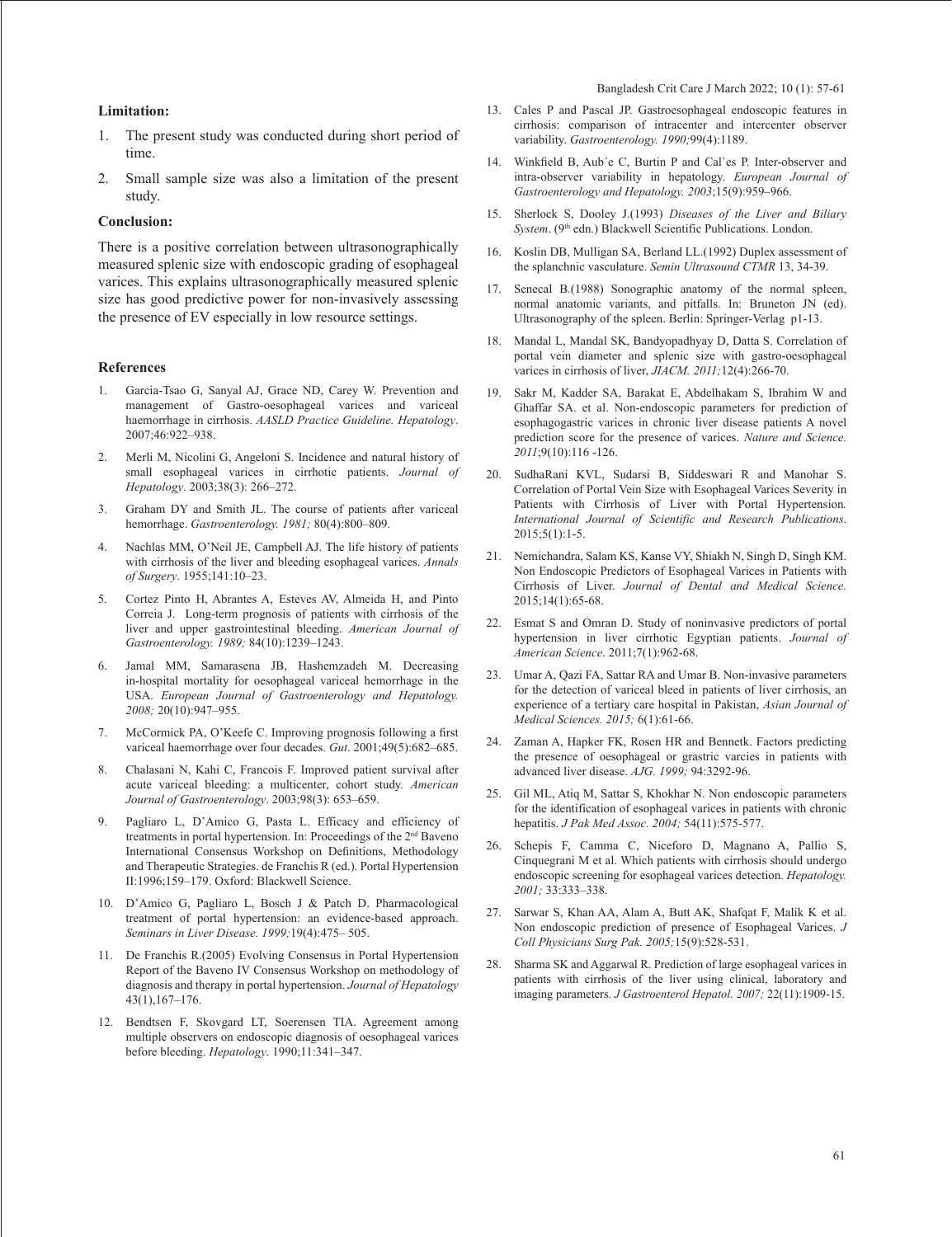### Limitation:

1. The present study was conducted during short period of time.
2. Small sample size was also a limitation of the present study.

### Conclusion:

There is a positive correlation between ultrasonographically measured splenic size with endoscopic grading of esophageal varices. This explains ultrasonographically measured splenic size has good predictive power for non-invasively assessing the presence of EV especially in low resource settings.

### References

1. Garcia-Tsao G, Sanyal AJ, Grace ND, Carey W. Prevention and management of Gastro-oesophageal varices and variceal haemorrhage in cirrhosis. *AASLD Practice Guideline. Hepatology*. 2007;46:922–938.
2. Merli M, Nicolini G, Angeloni S. Incidence and natural history of small esophageal varices in cirrhotic patients. *Journal of Hepatology*. 2003;38(3): 266–272.
3. Graham DY and Smith JL. The course of patients after variceal hemorrhage. *Gastroenterology. 1981;* 80(4):800–809.
4. Nachlas MM, O'Neil JE, Campbell AJ. The life history of patients with cirrhosis of the liver and bleeding esophageal varices. *Annals of Surgery*. 1955;141:10–23.
5. Cortez Pinto H, Abrantes A, Esteves AV, Almeida H, and Pinto Correia J. Long-term prognosis of patients with cirrhosis of the liver and upper gastrointestinal bleeding. *American Journal of Gastroenterology. 1989;* 84(10):1239–1243.
6. Jamal MM, Samarasena JB, Hashemzadeh M. Decreasing in-hospital mortality for oesophageal variceal hemorrhage in the USA. *European Journal of Gastroenterology and Hepatology. 2008;* 20(10):947–955.
7. McCormick PA, O'Keefe C. Improving prognosis following a first variceal haemorrhage over four decades. *Gut*. 2001;49(5):682–685.
8. Chalasani N, Kahi C, Francois F. Improved patient survival after acute variceal bleeding: a multicenter, cohort study. *American Journal of Gastroenterology*. 2003;98(3): 653–659.
9. Pagliaro L, D'Amico G, Pasta L. Efficacy and efficiency of treatments in portal hypertension. In: Proceedings of the 2nd Baveno International Consensus Workshop on Definitions, Methodology and Therapeutic Strategies. de Franchis R (ed.). Portal Hypertension II:1996;159–179. Oxford: Blackwell Science.
10. D'Amico G, Pagliaro L, Bosch J & Patch D. Pharmacological treatment of portal hypertension: an evidence-based approach. *Seminars in Liver Disease. 1999;*19(4):475– 505.
11. De Franchis R.(2005) Evolving Consensus in Portal Hypertension Report of the Baveno IV Consensus Workshop on methodology of diagnosis and therapy in portal hypertension. *Journal of Hepatology* 43(1),167–176.
12. Bendtsen F, Skovgard LT, Soerensen TIA. Agreement among multiple observers on endoscopic diagnosis of oesophageal varices before bleeding. *Hepatology*. 1990;11:341–347.
13. Cales P and Pascal JP. Gastroesophageal endoscopic features in cirrhosis: comparison of intracenter and intercenter observer variability. *Gastroenterology. 1990;*99(4):1189.
14. Winkfield B, Aub´e C, Burtin P and Cal`es P. Inter-observer and intra-observer variability in hepatology. *European Journal of Gastroenterology and Hepatology. 2003*;15(9):959–966.
15. Sherlock S, Dooley J.(1993) *Diseases of the Liver and Biliary System*. (9th edn.) Blackwell Scientific Publications. London.
16. Koslin DB, Mulligan SA, Berland LL.(1992) Duplex assessment of the splanchnic vasculature. *Semin Ultrasound CTMR* 13, 34-39.
17. Senecal B.(1988) Sonographic anatomy of the normal spleen, normal anatomic variants, and pitfalls. In: Bruneton JN (ed). Ultrasonography of the spleen. Berlin: Springer-Verlag p1-13.
18. Mandal L, Mandal SK, Bandyopadhyay D, Datta S. Correlation of portal vein diameter and splenic size with gastro-oesophageal varices in cirrhosis of liver, *JIACM. 2011;*12(4):266-70.
19. Sakr M, Kadder SA, Barakat E, Abdelhakam S, Ibrahim W and Ghaffar SA. et al. Non-endoscopic parameters for prediction of esophagogastric varices in chronic liver disease patients A novel prediction score for the presence of varices. *Nature and Science. 2011*;9(10):116 -126.
20. SudhaRani KVL, Sudarsi B, Siddeswari R and Manohar S. Correlation of Portal Vein Size with Esophageal Varices Severity in Patients with Cirrhosis of Liver with Portal Hypertension*. International Journal of Scientific and Research Publications*. 2015;5(1):1-5.
21. Nemichandra, Salam KS, Kanse VY, Shiakh N, Singh D, Singh KM. Non Endoscopic Predictors of Esophageal Varices in Patients with Cirrhosis of Liver. *Journal of Dental and Medical Science.* 2015;14(1):65-68.
22. Esmat S and Omran D. Study of noninvasive predictors of portal hypertension in liver cirrhotic Egyptian patients. *Journal of American Science*. 2011;7(1):962-68.
23. Umar A, Qazi FA, Sattar RA and Umar B. Non-invasive parameters for the detection of variceal bleed in patients of liver cirrhosis, an experience of a tertiary care hospital in Pakistan, *Asian Journal of Medical Asciences. 2015;* 6(1):61-66.
24. Zaman A, Hapker FK, Rosen HR and Bennetk. Factors predicting the presence of oesophageal or grastric varcies in patients with advanced liver disease. *AJG. 1999;* 94:3292-96.
25. Gil ML, Atiq M, Sattar S, Khokhar N. Non endoscopic parameters for the identification of esophageal varices in patients with chronic hepatitis. *J Pak Med Assoc. 2004;* 54(11):575-577.
26. Schepis F, Camma C, Niceforo D, Magnano A, Pallio S, Cinquegrani M et al. Which patients with cirrhosis should undergo endoscopic screening for esophageal varices detection. *Hepatology. 2001;* 33:333–338.
27. Sarwar S, Khan AA, Alam A, Butt AK, Shafqat F, Malik K et al. Non endoscopic prediction of presence of Esophageal Varices. *J Coll Physicians Surg Pak. 2005;*15(9):528-531.
28. Sharma SK and Aggarwal R. Prediction of large esophageal varices in patients with cirrhosis of the liver using clinical, laboratory and imaging parameters. *J Gastroenterol Hepatol. 2007;* 22(11):1909-15.